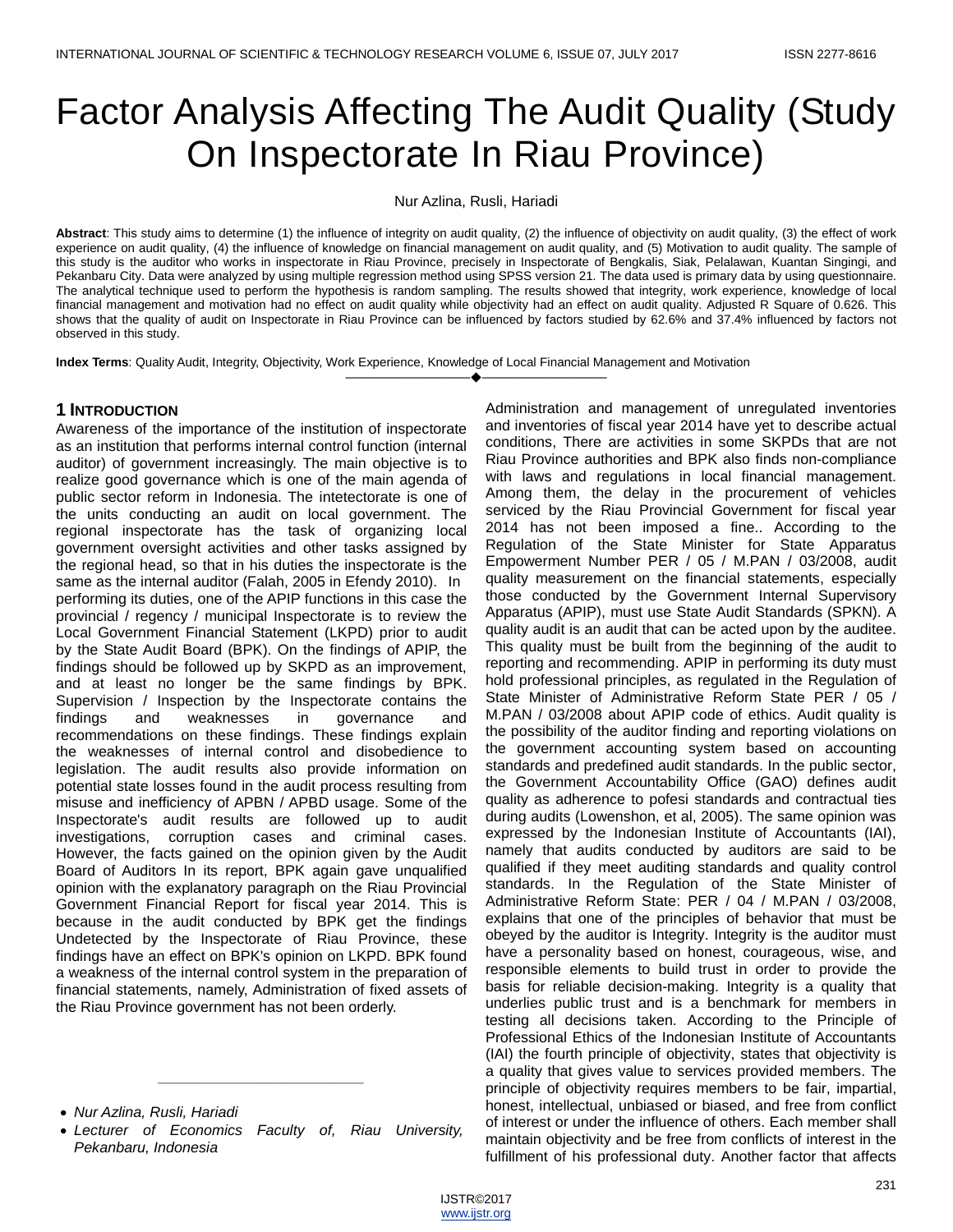# Factor Analysis Affecting The Audit Quality (Study On Inspectorate In Riau Province)

Nur Azlina, Rusli, Hariadi

**Abstract**: This study aims to determine (1) the influence of integrity on audit quality, (2) the influence of objectivity on audit quality, (3) the effect of work experience on audit quality, (4) the influence of knowledge on financial management on audit quality, and (5) Motivation to audit quality. The sample of this study is the auditor who works in inspectorate in Riau Province, precisely in Inspectorate of Bengkalis, Siak, Pelalawan, Kuantan Singingi, and Pekanbaru City. Data were analyzed by using multiple regression method using SPSS version 21. The data used is primary data by using questionnaire. The analytical technique used to perform the hypothesis is random sampling. The results showed that integrity, work experience, knowledge of local financial management and motivation had no effect on audit quality while objectivity had an effect on audit quality. Adjusted R Square of 0.626. This shows that the quality of audit on Inspectorate in Riau Province can be influenced by factors studied by 62.6% and 37.4% influenced by factors not observed in this study.

**Index Terms**: Quality Audit, Integrity, Objectivity, Work Experience, Knowledge of Local Financial Management and Motivation

## 1 Introduction

Awareness of the importance of the institution of inspectorate as an institution that performs internal control function (internal auditor) of government increasingly. The main objective is to realize good governance which is one of the main agenda of public sector reform in Indonesia. The intetectorate is one of the units conducting an audit on local government. The regional inspectorate has the task of organizing local government oversight activities and other tasks assigned by the regional head, so that in his duties the inspectorate is the same as the internal auditor (Falah, 2005 in Efendy 2010). In performing its duties, one of the APIP functions in this case the provincial / regency / municipal Inspectorate is to review the Local Government Financial Statement (LKPD) prior to audit by the State Audit Board (BPK). On the findings of APIP, the findings should be followed up by SKPD as an improvement, and at least no longer be the same findings by BPK. Supervision / Inspection by the Inspectorate contains the findings and weaknesses in governance and recommendations on these findings. These findings explain the weaknesses of internal control and disobedience to legislation. The audit results also provide information on potential state losses found in the audit process resulting from misuse and inefficiency of APBN / APBD usage. Some of the Inspectorate's audit results are followed up to audit investigations, corruption cases and criminal cases. However, the facts gained on the opinion given by the Audit Board of Auditors In its report, BPK again gave unqualified opinion with the explanatory paragraph on the Riau Provincial Government Financial Report for fiscal year 2014. This is because in the audit conducted by BPK get the findings Undetected by the Inspectorate of Riau Province, these findings have an effect on BPK's opinion on LKPD. BPK found a weakness of the internal control system in the preparation of financial statements, namely, Administration of fixed assets of the Riau Province government has not been orderly. Administration and management of unregulated inventories and inventories of fiscal year 2014 have yet to describe actual conditions, There are activities in some SKPDs that are not Riau Province authorities and BPK also finds non-compliance with laws and regulations in local financial management. Among them, the delay in the procurement of vehicles serviced by the Riau Provincial Government for fiscal year 2014 has not been imposed a fine.. According to the Regulation of the State Minister for State Apparatus Empowerment Number PER / 05 / M.PAN / 03/2008, audit quality measurement on the financial statements, especially those conducted by the Government Internal Supervisory Apparatus (APIP), must use State Audit Standards (SPKN). A quality audit is an audit that can be acted upon by the auditee. This quality must be built from the beginning of the audit to reporting and recommending. APIP in performing its duty must hold professional principles, as regulated in the Regulation of State Minister of Administrative Reform State PER / 05 / M.PAN / 03/2008 about APIP code of ethics. Audit quality is the possibility of the auditor finding and reporting violations on the government accounting system based on accounting standards and predefined audit standards. In the public sector, the Government Accountability Office (GAO) defines audit quality as adherence to pofesi standards and contractual ties during audits (Lowenshon, et al, 2005). The same opinion was expressed by the Indonesian Institute of Accountants (IAI), namely that audits conducted by auditors are said to be qualified if they meet auditing standards and quality control standards. In the Regulation of the State Minister of Administrative Reform State: PER / 04 / M.PAN / 03/2008, explains that one of the principles of behavior that must be obeyed by the auditor is Integrity. Integrity is the auditor must have a personality based on honest, courageous, wise, and responsible elements to build trust in order to provide the basis for reliable decision-making. Integrity is a quality that underlies public trust and is a benchmark for members in testing all decisions taken. According to the Principle of Professional Ethics of the Indonesian Institute of Accountants (IAI) the fourth principle of objectivity, states that objectivity is a quality that gives value to services provided members. The principle of objectivity requires members to be fair, impartial, honest, intellectual, unbiased or biased, and free from conflict of interest or under the influence of others. Each member shall maintain objectivity and be free from conflicts of interest in the fulfillment of his professional duty. Another factor that affects

---

- *Nur Azlina, Rusli, Hariadi*
- *Lecturer of Economics Faculty of, Riau University, Pekanbaru, Indonesia*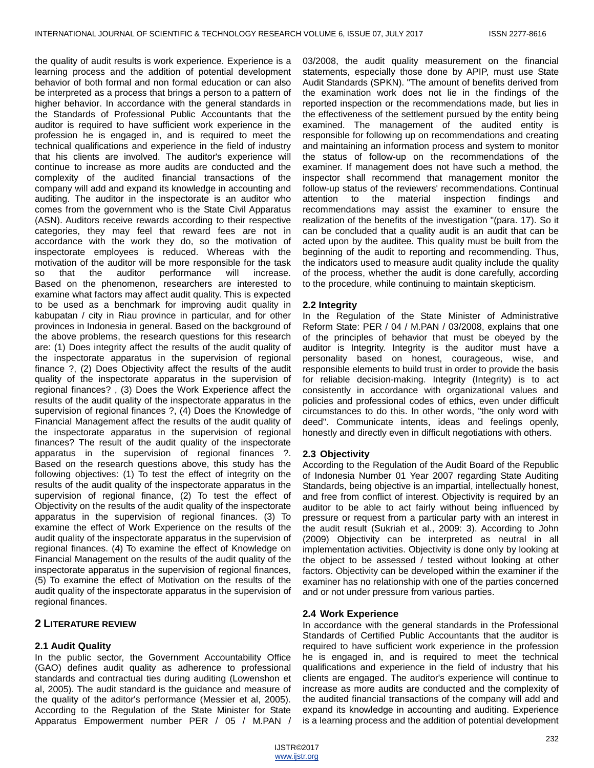the quality of audit results is work experience. Experience is a learning process and the addition of potential development behavior of both formal and non formal education or can also be interpreted as a process that brings a person to a pattern of higher behavior. In accordance with the general standards in the Standards of Professional Public Accountants that the auditor is required to have sufficient work experience in the profession he is engaged in, and is required to meet the technical qualifications and experience in the field of industry that his clients are involved. The auditor's experience will continue to increase as more audits are conducted and the complexity of the audited financial transactions of the company will add and expand its knowledge in accounting and auditing. The auditor in the inspectorate is an auditor who comes from the government who is the State Civil Apparatus (ASN). Auditors receive rewards according to their respective categories, they may feel that reward fees are not in accordance with the work they do, so the motivation of inspectorate employees is reduced. Whereas with the motivation of the auditor will be more responsible for the task so that the auditor performance will increase. Based on the phenomenon, researchers are interested to examine what factors may affect audit quality. This is expected to be used as a benchmark for improving audit quality in kabupatan / city in Riau province in particular, and for other provinces in Indonesia in general. Based on the background of the above problems, the research questions for this research are: (1) Does integrity affect the results of the audit quality of the inspectorate apparatus in the supervision of regional finance ?, (2) Does Objectivity affect the results of the audit quality of the inspectorate apparatus in the supervision of regional finances? , (3) Does the Work Experience affect the results of the audit quality of the inspectorate apparatus in the supervision of regional finances ?, (4) Does the Knowledge of Financial Management affect the results of the audit quality of the inspectorate apparatus in the supervision of regional finances? The result of the audit quality of the inspectorate apparatus in the supervision of regional finances ?. Based on the research questions above, this study has the following objectives: (1) To test the effect of integrity on the results of the audit quality of the inspectorate apparatus in the supervision of regional finance, (2) To test the effect of Objectivity on the results of the audit quality of the inspectorate apparatus in the supervision of regional finances. (3) To examine the effect of Work Experience on the results of the audit quality of the inspectorate apparatus in the supervision of regional finances. (4) To examine the effect of Knowledge on Financial Management on the results of the audit quality of the inspectorate apparatus in the supervision of regional finances, (5) To examine the effect of Motivation on the results of the audit quality of the inspectorate apparatus in the supervision of regional finances.

## 2 Literature review

### 2.1 Audit Quality

In the public sector, the Government Accountability Office (GAO) defines audit quality as adherence to professional standards and contractual ties during auditing (Lowenshon et al, 2005). The audit standard is the guidance and measure of the quality of the aditor's performance (Messier et al, 2005). According to the Regulation of the State Minister for State Apparatus Empowerment number PER / 05 / M.PAN / 03/2008, the audit quality measurement on the financial statements, especially those done by APIP, must use State Audit Standards (SPKN). "The amount of benefits derived from the examination work does not lie in the findings of the reported inspection or the recommendations made, but lies in the effectiveness of the settlement pursued by the entity being examined. The management of the audited entity is responsible for following up on recommendations and creating and maintaining an information process and system to monitor the status of follow-up on the recommendations of the examiner. If management does not have such a method, the inspector shall recommend that management monitor the follow-up status of the reviewers' recommendations. Continual attention to the material inspection findings and recommendations may assist the examiner to ensure the realization of the benefits of the investigation "(para. 17). So it can be concluded that a quality audit is an audit that can be acted upon by the auditee. This quality must be built from the beginning of the audit to reporting and recommending. Thus, the indicators used to measure audit quality include the quality of the process, whether the audit is done carefully, according to the procedure, while continuing to maintain skepticism.

### 2.2 Integrity

In the Regulation of the State Minister of Administrative Reform State: PER / 04 / M.PAN / 03/2008, explains that one of the principles of behavior that must be obeyed by the auditor is Integrity. Integrity is the auditor must have a personality based on honest, courageous, wise, and responsible elements to build trust in order to provide the basis for reliable decision-making. Integrity (Integrity) is to act consistently in accordance with organizational values and policies and professional codes of ethics, even under difficult circumstances to do this. In other words, "the only word with deed". Communicate intents, ideas and feelings openly, honestly and directly even in difficult negotiations with others.

### 2.3 Objectivity

According to the Regulation of the Audit Board of the Republic of Indonesia Number 01 Year 2007 regarding State Auditing Standards, being objective is an impartial, intellectually honest, and free from conflict of interest. Objectivity is required by an auditor to be able to act fairly without being influenced by pressure or request from a particular party with an interest in the audit result (Sukriah et al., 2009: 3). According to John (2009) Objectivity can be interpreted as neutral in all implementation activities. Objectivity is done only by looking at the object to be assessed / tested without looking at other factors. Objectivity can be developed within the examiner if the examiner has no relationship with one of the parties concerned and or not under pressure from various parties.

### 2.4 Work Experience

In accordance with the general standards in the Professional Standards of Certified Public Accountants that the auditor is required to have sufficient work experience in the profession he is engaged in, and is required to meet the technical qualifications and experience in the field of industry that his clients are engaged. The auditor's experience will continue to increase as more audits are conducted and the complexity of the audited financial transactions of the company will add and expand its knowledge in accounting and auditing. Experience is a learning process and the addition of potential development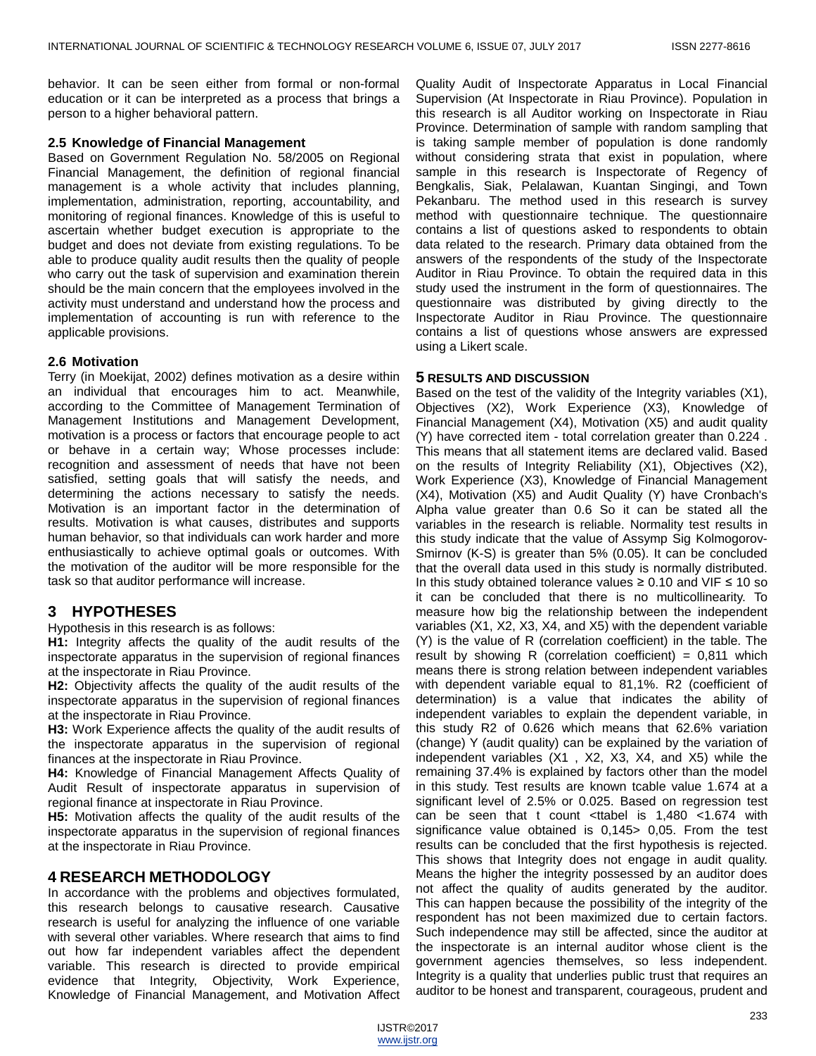behavior. It can be seen either from formal or non-formal education or it can be interpreted as a process that brings a person to a higher behavioral pattern.

### 2.5 Knowledge of Financial Management

Based on Government Regulation No. 58/2005 on Regional Financial Management, the definition of regional financial management is a whole activity that includes planning, implementation, administration, reporting, accountability, and monitoring of regional finances. Knowledge of this is useful to ascertain whether budget execution is appropriate to the budget and does not deviate from existing regulations. To be able to produce quality audit results then the quality of people who carry out the task of supervision and examination therein should be the main concern that the employees involved in the activity must understand and understand how the process and implementation of accounting is run with reference to the applicable provisions.

### 2.6 Motivation

Terry (in Moekijat, 2002) defines motivation as a desire within an individual that encourages him to act. Meanwhile, according to the Committee of Management Termination of Management Institutions and Management Development, motivation is a process or factors that encourage people to act or behave in a certain way; Whose processes include: recognition and assessment of needs that have not been satisfied, setting goals that will satisfy the needs, and determining the actions necessary to satisfy the needs. Motivation is an important factor in the determination of results. Motivation is what causes, distributes and supports human behavior, so that individuals can work harder and more enthusiastically to achieve optimal goals or outcomes. With the motivation of the auditor will be more responsible for the task so that auditor performance will increase.

## 3 HYPOTHESES

Hypothesis in this research is as follows:

**H1:** Integrity affects the quality of the audit results of the inspectorate apparatus in the supervision of regional finances at the inspectorate in Riau Province.

**H2:** Objectivity affects the quality of the audit results of the inspectorate apparatus in the supervision of regional finances at the inspectorate in Riau Province.

**H3:** Work Experience affects the quality of the audit results of the inspectorate apparatus in the supervision of regional finances at the inspectorate in Riau Province.

**H4:** Knowledge of Financial Management Affects Quality of Audit Result of inspectorate apparatus in supervision of regional finance at inspectorate in Riau Province.

**H5:** Motivation affects the quality of the audit results of the inspectorate apparatus in the supervision of regional finances at the inspectorate in Riau Province.

## 4 RESEARCH METHODOLOGY

In accordance with the problems and objectives formulated, this research belongs to causative research. Causative research is useful for analyzing the influence of one variable with several other variables. Where research that aims to find out how far independent variables affect the dependent variable. This research is directed to provide empirical evidence that Integrity, Objectivity, Work Experience, Knowledge of Financial Management, and Motivation Affect Quality Audit of Inspectorate Apparatus in Local Financial Supervision (At Inspectorate in Riau Province). Population in this research is all Auditor working on Inspectorate in Riau Province. Determination of sample with random sampling that is taking sample member of population is done randomly without considering strata that exist in population, where sample in this research is Inspectorate of Regency of Bengkalis, Siak, Pelalawan, Kuantan Singingi, and Town Pekanbaru. The method used in this research is survey method with questionnaire technique. The questionnaire contains a list of questions asked to respondents to obtain data related to the research. Primary data obtained from the answers of the respondents of the study of the Inspectorate Auditor in Riau Province. To obtain the required data in this study used the instrument in the form of questionnaires. The questionnaire was distributed by giving directly to the Inspectorate Auditor in Riau Province. The questionnaire contains a list of questions whose answers are expressed using a Likert scale.

## 5 RESULTS AND DISCUSSION

Based on the test of the validity of the Integrity variables (X1), Objectives (X2), Work Experience (X3), Knowledge of Financial Management (X4), Motivation (X5) and audit quality (Y) have corrected item - total correlation greater than 0.224 . This means that all statement items are declared valid. Based on the results of Integrity Reliability (X1), Objectives (X2), Work Experience (X3), Knowledge of Financial Management (X4), Motivation (X5) and Audit Quality (Y) have Cronbach's Alpha value greater than 0.6 So it can be stated all the variables in the research is reliable. Normality test results in this study indicate that the value of Assymp Sig Kolmogorov-Smirnov (K-S) is greater than 5% (0.05). It can be concluded that the overall data used in this study is normally distributed. In this study obtained tolerance values $\geq 0.10$ and VIF $\leq 10$ so it can be concluded that there is no multicollinearity. To measure how big the relationship between the independent variables (X1, X2, X3, X4, and X5) with the dependent variable (Y) is the value of R (correlation coefficient) in the table. The result by showing R (correlation coefficient) = 0,811 which means there is strong relation between independent variables with dependent variable equal to 81,1%. R2 (coefficient of determination) is a value that indicates the ability of independent variables to explain the dependent variable, in this study R2 of 0.626 which means that 62.6% variation (change) Y (audit quality) can be explained by the variation of independent variables (X1 , X2, X3, X4, and X5) while the remaining 37.4% is explained by factors other than the model in this study. Test results are known tcable value 1.674 at a significant level of 2.5% or 0.025. Based on regression test can be seen that t count <ttabel is 1,480 <1.674 with significance value obtained is 0,145> 0,05. From the test results can be concluded that the first hypothesis is rejected. This shows that Integrity does not engage in audit quality. Means the higher the integrity possessed by an auditor does not affect the quality of audits generated by the auditor. This can happen because the possibility of the integrity of the respondent has not been maximized due to certain factors. Such independence may still be affected, since the auditor at the inspectorate is an internal auditor whose client is the government agencies themselves, so less independent. Integrity is a quality that underlies public trust that requires an auditor to be honest and transparent, courageous, prudent and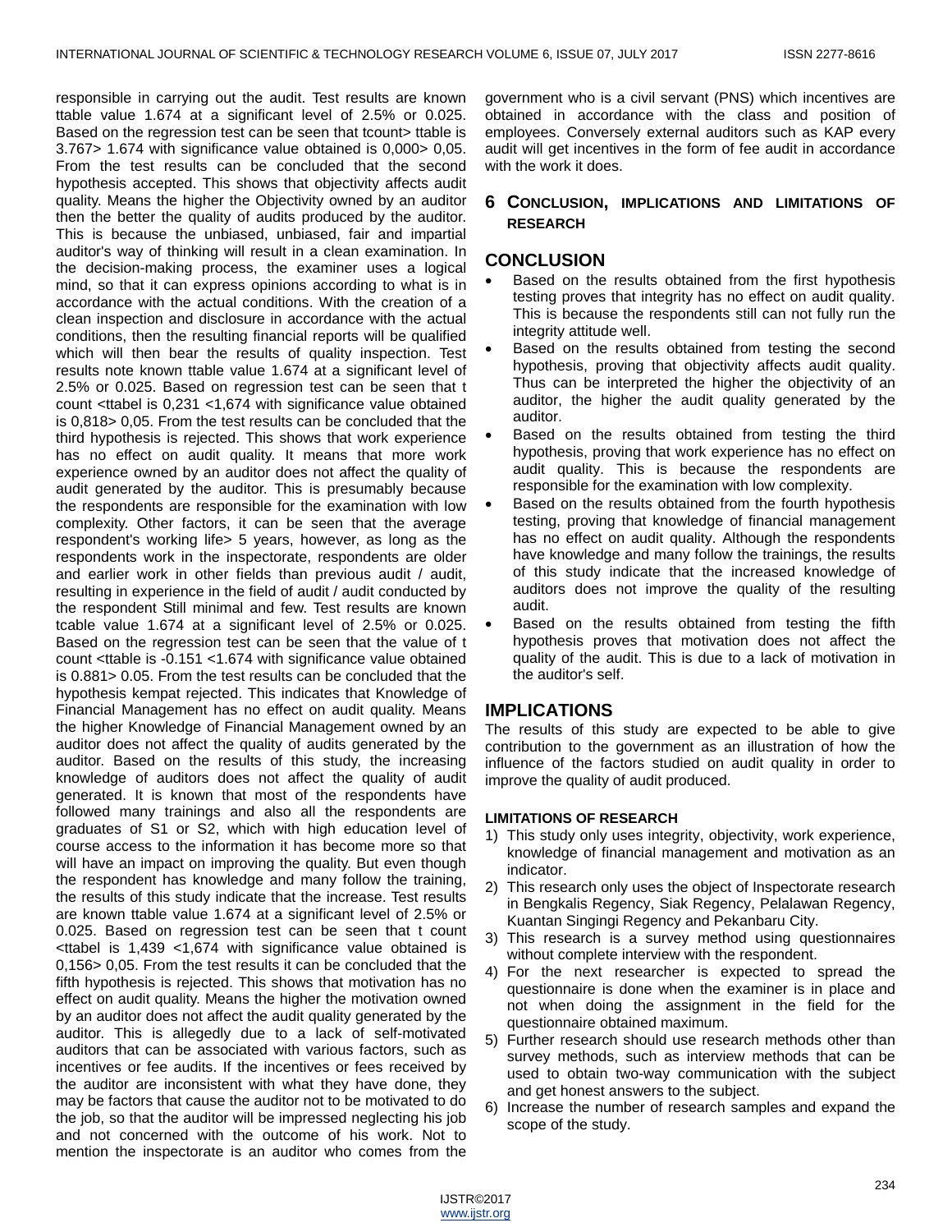responsible in carrying out the audit. Test results are known ttable value 1.674 at a significant level of 2.5% or 0.025. Based on the regression test can be seen that tcount> ttable is 3.767> 1.674 with significance value obtained is 0,000> 0,05. From the test results can be concluded that the second hypothesis accepted. This shows that objectivity affects audit quality. Means the higher the Objectivity owned by an auditor then the better the quality of audits produced by the auditor. This is because the unbiased, unbiased, fair and impartial auditor's way of thinking will result in a clean examination. In the decision-making process, the examiner uses a logical mind, so that it can express opinions according to what is in accordance with the actual conditions. With the creation of a clean inspection and disclosure in accordance with the actual conditions, then the resulting financial reports will be qualified which will then bear the results of quality inspection. Test results note known ttable value 1.674 at a significant level of 2.5% or 0.025. Based on regression test can be seen that t count <ttabel is 0,231 <1,674 with significance value obtained is 0,818> 0,05. From the test results can be concluded that the third hypothesis is rejected. This shows that work experience has no effect on audit quality. It means that more work experience owned by an auditor does not affect the quality of audit generated by the auditor. This is presumably because the respondents are responsible for the examination with low complexity. Other factors, it can be seen that the average respondent's working life> 5 years, however, as long as the respondents work in the inspectorate, respondents are older and earlier work in other fields than previous audit / audit, resulting in experience in the field of audit / audit conducted by the respondent Still minimal and few. Test results are known tcable value 1.674 at a significant level of 2.5% or 0.025. Based on the regression test can be seen that the value of t count <ttable is -0.151 <1.674 with significance value obtained is 0.881> 0.05. From the test results can be concluded that the hypothesis kempat rejected. This indicates that Knowledge of Financial Management has no effect on audit quality. Means the higher Knowledge of Financial Management owned by an auditor does not affect the quality of audits generated by the auditor. Based on the results of this study, the increasing knowledge of auditors does not affect the quality of audit generated. It is known that most of the respondents have followed many trainings and also all the respondents are graduates of S1 or S2, which with high education level of course access to the information it has become more so that will have an impact on improving the quality. But even though the respondent has knowledge and many follow the training, the results of this study indicate that the increase. Test results are known ttable value 1.674 at a significant level of 2.5% or 0.025. Based on regression test can be seen that t count <ttabel is 1,439 <1,674 with significance value obtained is 0,156> 0,05. From the test results it can be concluded that the fifth hypothesis is rejected. This shows that motivation has no effect on audit quality. Means the higher the motivation owned by an auditor does not affect the audit quality generated by the auditor. This is allegedly due to a lack of self-motivated auditors that can be associated with various factors, such as incentives or fee audits. If the incentives or fees received by the auditor are inconsistent with what they have done, they may be factors that cause the auditor not to be motivated to do the job, so that the auditor will be impressed neglecting his job and not concerned with the outcome of his work. Not to mention the inspectorate is an auditor who comes from the government who is a civil servant (PNS) which incentives are obtained in accordance with the class and position of employees. Conversely external auditors such as KAP every audit will get incentives in the form of fee audit in accordance with the work it does.

## 6 CONCLUSION, IMPLICATIONS AND LIMITATIONS OF RESEARCH

## CONCLUSION

- Based on the results obtained from the first hypothesis testing proves that integrity has no effect on audit quality. This is because the respondents still can not fully run the integrity attitude well.
- Based on the results obtained from testing the second hypothesis, proving that objectivity affects audit quality. Thus can be interpreted the higher the objectivity of an auditor, the higher the audit quality generated by the auditor.
- Based on the results obtained from testing the third hypothesis, proving that work experience has no effect on audit quality. This is because the respondents are responsible for the examination with low complexity.
- Based on the results obtained from the fourth hypothesis testing, proving that knowledge of financial management has no effect on audit quality. Although the respondents have knowledge and many follow the trainings, the results of this study indicate that the increased knowledge of auditors does not improve the quality of the resulting audit.
- Based on the results obtained from testing the fifth hypothesis proves that motivation does not affect the quality of the audit. This is due to a lack of motivation in the auditor's self.

## IMPLICATIONS

The results of this study are expected to be able to give contribution to the government as an illustration of how the influence of the factors studied on audit quality in order to improve the quality of audit produced.

### LIMITATIONS OF RESEARCH

1) This study only uses integrity, objectivity, work experience, knowledge of financial management and motivation as an indicator.
2) This research only uses the object of Inspectorate research in Bengkalis Regency, Siak Regency, Pelalawan Regency, Kuantan Singingi Regency and Pekanbaru City.
3) This research is a survey method using questionnaires without complete interview with the respondent.
4) For the next researcher is expected to spread the questionnaire is done when the examiner is in place and not when doing the assignment in the field for the questionnaire obtained maximum.
5) Further research should use research methods other than survey methods, such as interview methods that can be used to obtain two-way communication with the subject and get honest answers to the subject.
6) Increase the number of research samples and expand the scope of the study.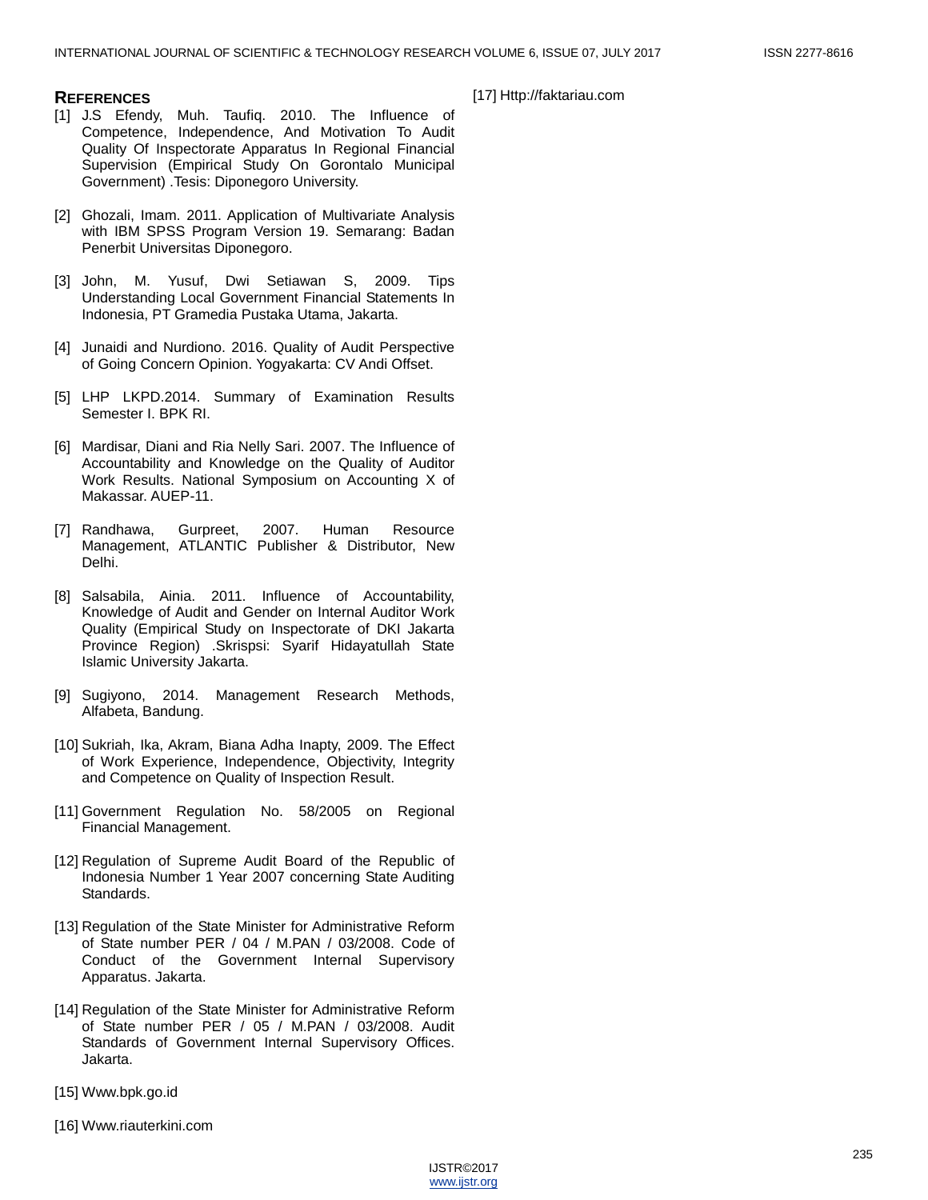## REFERENCES

[1] J.S Efendy, Muh. Taufiq. 2010. The Influence of Competence, Independence, And Motivation To Audit Quality Of Inspectorate Apparatus In Regional Financial Supervision (Empirical Study On Gorontalo Municipal Government) .Tesis: Diponegoro University.

[2] Ghozali, Imam. 2011. Application of Multivariate Analysis with IBM SPSS Program Version 19. Semarang: Badan Penerbit Universitas Diponegoro.

[3] John, M. Yusuf, Dwi Setiawan S, 2009. Tips Understanding Local Government Financial Statements In Indonesia, PT Gramedia Pustaka Utama, Jakarta.

[4] Junaidi and Nurdiono. 2016. Quality of Audit Perspective of Going Concern Opinion. Yogyakarta: CV Andi Offset.

[5] LHP LKPD.2014. Summary of Examination Results Semester I. BPK RI.

[6] Mardisar, Diani and Ria Nelly Sari. 2007. The Influence of Accountability and Knowledge on the Quality of Auditor Work Results. National Symposium on Accounting X of Makassar. AUEP-11.

[7] Randhawa, Gurpreet, 2007. Human Resource Management, ATLANTIC Publisher & Distributor, New Delhi.

[8] Salsabila, Ainia. 2011. Influence of Accountability, Knowledge of Audit and Gender on Internal Auditor Work Quality (Empirical Study on Inspectorate of DKI Jakarta Province Region) .Skrispsi: Syarif Hidayatullah State Islamic University Jakarta.

[9] Sugiyono, 2014. Management Research Methods, Alfabeta, Bandung.

[10] Sukriah, Ika, Akram, Biana Adha Inapty, 2009. The Effect of Work Experience, Independence, Objectivity, Integrity and Competence on Quality of Inspection Result.

[11] Government Regulation No. 58/2005 on Regional Financial Management.

[12] Regulation of Supreme Audit Board of the Republic of Indonesia Number 1 Year 2007 concerning State Auditing Standards.

[13] Regulation of the State Minister for Administrative Reform of State number PER / 04 / M.PAN / 03/2008. Code of Conduct of the Government Internal Supervisory Apparatus. Jakarta.

[14] Regulation of the State Minister for Administrative Reform of State number PER / 05 / M.PAN / 03/2008. Audit Standards of Government Internal Supervisory Offices. Jakarta.

[15] Www.bpk.go.id

[16] Www.riauterkini.com

[17] Http://faktariau.com